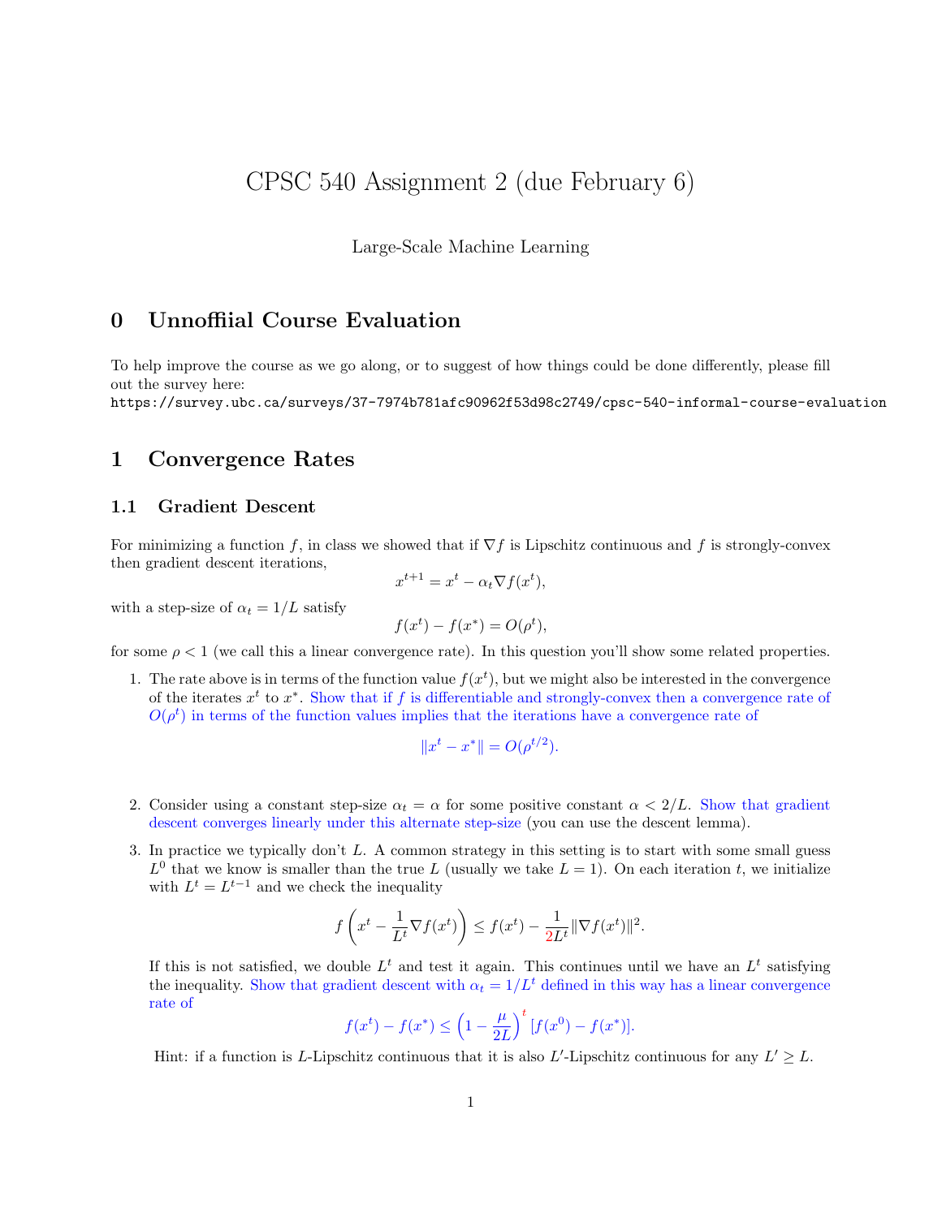# CPSC 540 Assignment 2 (due February 6)

Large-Scale Machine Learning

## 0 Unnoffiial Course Evaluation

To help improve the course as we go along, or to suggest of how things could be done differently, please fill out the survey here:
https://survey.ubc.ca/surveys/37-7974b781afc90962f53d98c2749/cpsc-540-informal-course-evaluation

## 1 Convergence Rates

### 1.1 Gradient Descent

For minimizing a function $f$, in class we showed that if $\nabla f$ is Lipschitz continuous and $f$ is strongly-convex then gradient descent iterations,

$$x^{t+1} = x^t - \alpha_t \nabla f(x^t),$$

with a step-size of $\alpha_t = 1/L$ satisfy

$$f(x^t) - f(x^*) = O(\rho^t),$$

for some $\rho < 1$ (we call this a linear convergence rate). In this question you'll show some related properties.

1. The rate above is in terms of the function value $f(x^t)$, but we might also be interested in the convergence of the iterates $x^t$ to $x^*$. Show that if $f$ is differentiable and strongly-convex then a convergence rate of $O(\rho^t)$ in terms of the function values implies that the iterations have a convergence rate of

$$\|x^t - x^*\| = O(\rho^{t/2}).$$

2. Consider using a constant step-size $\alpha_t = \alpha$ for some positive constant $\alpha < 2/L$. Show that gradient descent converges linearly under this alternate step-size (you can use the descent lemma).

3. In practice we typically don't $L$. A common strategy in this setting is to start with some small guess $L^0$ that we know is smaller than the true $L$ (usually we take $L = 1$). On each iteration $t$, we initialize with $L^t = L^{t-1}$ and we check the inequality

$$f\left(x^t - \frac{1}{L^t}\nabla f(x^t)\right) \leq f(x^t) - \frac{1}{2L^t}\|\nabla f(x^t)\|^2.$$

If this is not satisfied, we double $L^t$ and test it again. This continues until we have an $L^t$ satisfying the inequality. Show that gradient descent with $\alpha_t = 1/L^t$ defined in this way has a linear convergence rate of

$$f(x^t) - f(x^*) \leq \left(1 - \frac{\mu}{2L}\right)^t [f(x^0) - f(x^*)].$$

Hint: if a function is $L$-Lipschitz continuous that it is also $L'$-Lipschitz continuous for any $L' \geq L$.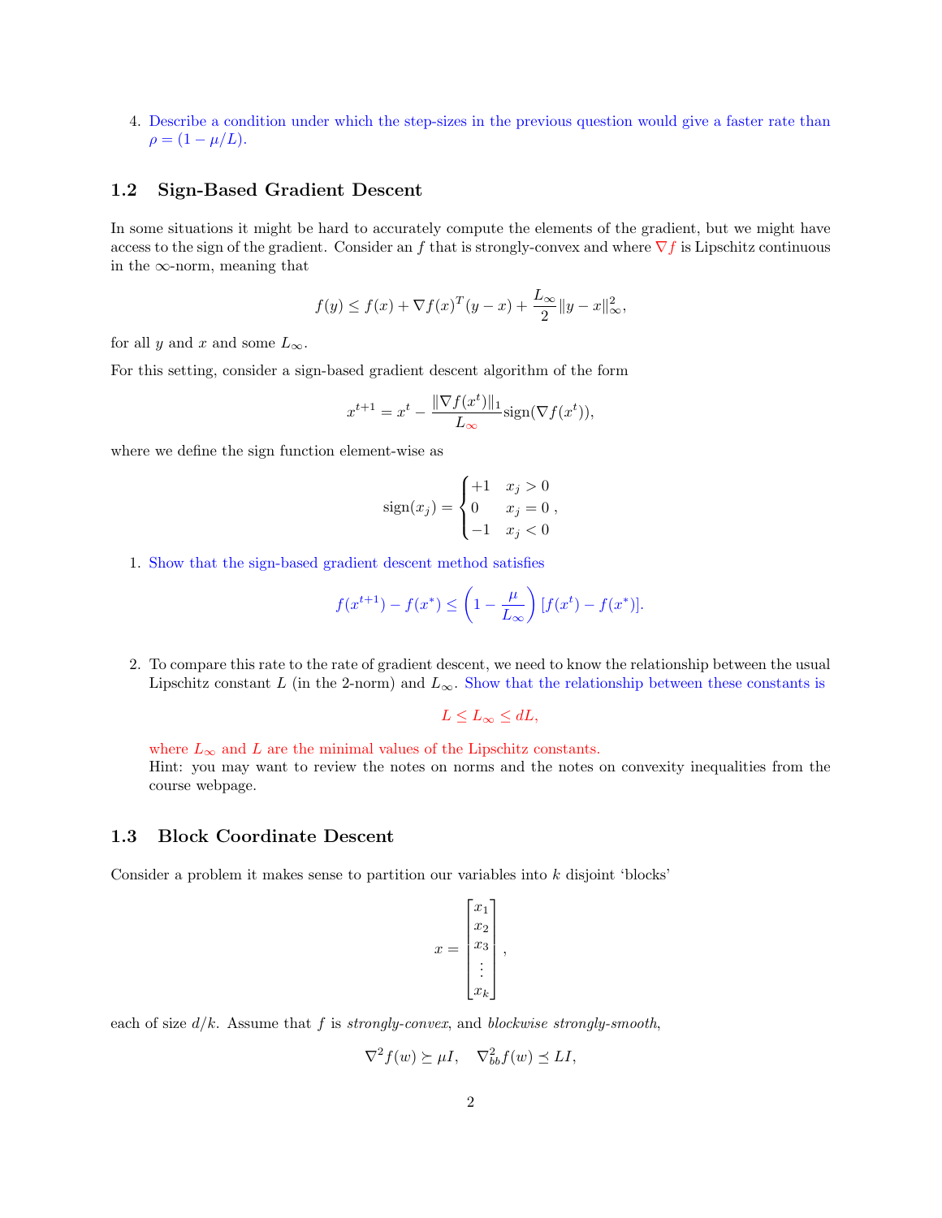4. Describe a condition under which the step-sizes in the previous question would give a faster rate than $\rho = (1 - \mu/L)$.

### 1.2 Sign-Based Gradient Descent

In some situations it might be hard to accurately compute the elements of the gradient, but we might have access to the sign of the gradient. Consider an $f$ that is strongly-convex and where $\nabla f$ is Lipschitz continuous in the $\infty$-norm, meaning that

$$f(y) \leq f(x) + \nabla f(x)^T (y - x) + \frac{L_\infty}{2} \|y - x\|_\infty^2,$$

for all $y$ and $x$ and some $L_\infty$.

For this setting, consider a sign-based gradient descent algorithm of the form

$$x^{t+1} = x^t - \frac{\|\nabla f(x^t)\|_1}{L_\infty} \text{sign}(\nabla f(x^t)),$$

where we define the sign function element-wise as

$$\text{sign}(x_j) = \begin{cases} +1 & x_j > 0 \\ 0 & x_j = 0 \\ -1 & x_j < 0 \end{cases},$$

1. Show that the sign-based gradient descent method satisfies

$$f(x^{t+1}) - f(x^*) \leq \left(1 - \frac{\mu}{L_\infty}\right) [f(x^t) - f(x^*)].$$

2. To compare this rate to the rate of gradient descent, we need to know the relationship between the usual Lipschitz constant $L$ (in the 2-norm) and $L_\infty$. Show that the relationship between these constants is

$$L \leq L_\infty \leq dL,$$

where $L_\infty$ and $L$ are the minimal values of the Lipschitz constants.
Hint: you may want to review the notes on norms and the notes on convexity inequalities from the course webpage.

### 1.3 Block Coordinate Descent

Consider a problem it makes sense to partition our variables into $k$ disjoint 'blocks'

$$x = \begin{bmatrix} x_1 \\ x_2 \\ x_3 \\ \vdots \\ x_k \end{bmatrix},$$

each of size $d/k$. Assume that $f$ is *strongly-convex*, and *blockwise strongly-smooth*,

$$\nabla^2 f(w) \succeq \mu I, \quad \nabla^2_{bb} f(w) \preceq LI,$$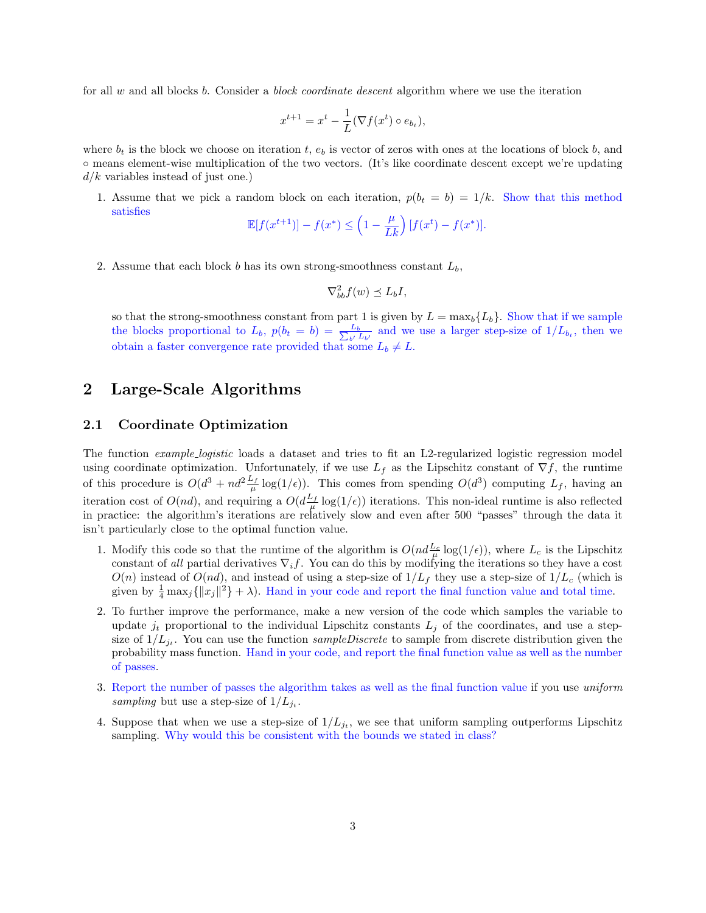for all $w$ and all blocks $b$. Consider a *block coordinate descent* algorithm where we use the iteration

$$x^{t+1} = x^t - \frac{1}{L}(\nabla f(x^t) \circ e_{b_t}),$$

where $b_t$ is the block we choose on iteration $t$, $e_b$ is vector of zeros with ones at the locations of block $b$, and $\circ$ means element-wise multiplication of the two vectors. (It's like coordinate descent except we're updating $d/k$ variables instead of just one.)

1. Assume that we pick a random block on each iteration, $p(b_t = b) = 1/k$. Show that this method satisfies
$$\mathbb{E}[f(x^{t+1})] - f(x^*) \leq \left(1 - \frac{\mu}{Lk}\right)[f(x^t) - f(x^*)].$$

2. Assume that each block $b$ has its own strong-smoothness constant $L_b$,
$$\nabla^2_{bb} f(w) \preceq L_b I,$$
so that the strong-smoothness constant from part 1 is given by $L = \max_b\{L_b\}$. Show that if we sample the blocks proportional to $L_b$, $p(b_t = b) = \frac{L_b}{\sum_{b'} L_{b'}}$ and we use a larger step-size of $1/L_{b_t}$, then we obtain a faster convergence rate provided that some $L_b \neq L$.

# 2 Large-Scale Algorithms

## 2.1 Coordinate Optimization

The function *example_logistic* loads a dataset and tries to fit an L2-regularized logistic regression model using coordinate optimization. Unfortunately, if we use $L_f$ as the Lipschitz constant of $\nabla f$, the runtime of this procedure is $O(d^3 + nd^2\frac{L_f}{\mu}\log(1/\epsilon))$. This comes from spending $O(d^3)$ computing $L_f$, having an iteration cost of $O(nd)$, and requiring a $O(d\frac{L_f}{\mu}\log(1/\epsilon))$ iterations. This non-ideal runtime is also reflected in practice: the algorithm's iterations are relatively slow and even after 500 "passes" through the data it isn't particularly close to the optimal function value.

1. Modify this code so that the runtime of the algorithm is $O(nd\frac{L_c}{\mu}\log(1/\epsilon))$, where $L_c$ is the Lipschitz constant of *all* partial derivatives $\nabla_i f$. You can do this by modifying the iterations so they have a cost $O(n)$ instead of $O(nd)$, and instead of using a step-size of $1/L_f$ they use a step-size of $1/L_c$ (which is given by $\frac{1}{4}\max_j\{\|x_j\|^2\} + \lambda$). Hand in your code and report the final function value and total time.

2. To further improve the performance, make a new version of the code which samples the variable to update $j_t$ proportional to the individual Lipschitz constants $L_j$ of the coordinates, and use a step-size of $1/L_{j_t}$. You can use the function *sampleDiscrete* to sample from discrete distribution given the probability mass function. Hand in your code, and report the final function value as well as the number of passes.

3. Report the number of passes the algorithm takes as well as the final function value if you use *uniform sampling* but use a step-size of $1/L_{j_t}$.

4. Suppose that when we use a step-size of $1/L_{j_t}$, we see that uniform sampling outperforms Lipschitz sampling. Why would this be consistent with the bounds we stated in class?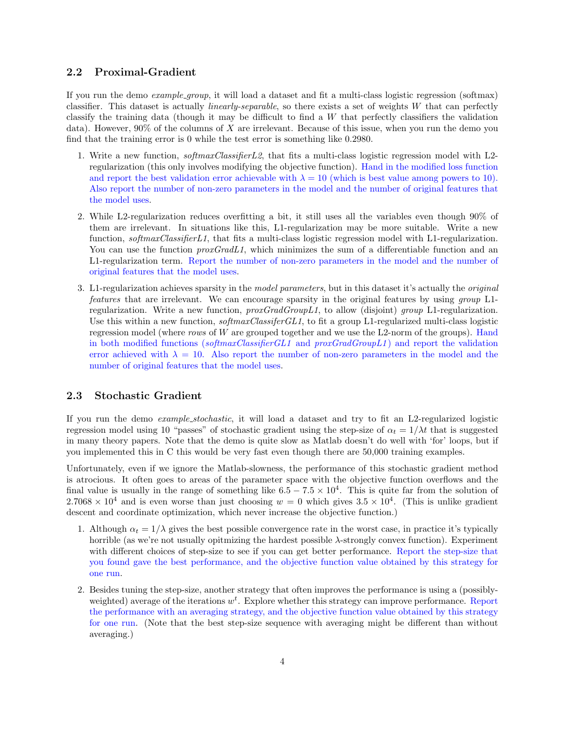### 2.2 Proximal-Gradient

If you run the demo *example_group*, it will load a dataset and fit a multi-class logistic regression (softmax) classifier. This dataset is actually *linearly-separable*, so there exists a set of weights $W$ that can perfectly classify the training data (though it may be difficult to find a $W$ that perfectly classifiers the validation data). However, 90% of the columns of $X$ are irrelevant. Because of this issue, when you run the demo you find that the training error is 0 while the test error is something like 0.2980.

1. Write a new function, *softmaxClassifierL2*, that fits a multi-class logistic regression model with L2-regularization (this only involves modifying the objective function). Hand in the modified loss function and report the best validation error achievable with $\lambda = 10$ (which is best value among powers to 10). Also report the number of non-zero parameters in the model and the number of original features that the model uses.

2. While L2-regularization reduces overfitting a bit, it still uses all the variables even though 90% of them are irrelevant. In situations like this, L1-regularization may be more suitable. Write a new function, *softmaxClassifierL1*, that fits a multi-class logistic regression model with L1-regularization. You can use the function *proxGradL1*, which minimizes the sum of a differentiable function and an L1-regularization term. Report the number of non-zero parameters in the model and the number of original features that the model uses.

3. L1-regularization achieves sparsity in the *model parameters*, but in this dataset it's actually the *original features* that are irrelevant. We can encourage sparsity in the original features by using *group* L1-regularization. Write a new function, *proxGradGroupL1*, to allow (disjoint) *group* L1-regularization. Use this within a new function, *softmaxClassiferGL1*, to fit a group L1-regularized multi-class logistic regression model (where *rows* of $W$ are grouped together and we use the L2-norm of the groups). Hand in both modified functions (*softmaxClassifierGL1* and *proxGradGroupL1*) and report the validation error achieved with $\lambda = 10$. Also report the number of non-zero parameters in the model and the number of original features that the model uses.

### 2.3 Stochastic Gradient

If you run the demo *example_stochastic*, it will load a dataset and try to fit an L2-regularized logistic regression model using 10 "passes" of stochastic gradient using the step-size of $\alpha_t = 1/\lambda t$ that is suggested in many theory papers. Note that the demo is quite slow as Matlab doesn't do well with 'for' loops, but if you implemented this in C this would be very fast even though there are 50,000 training examples.

Unfortunately, even if we ignore the Matlab-slowness, the performance of this stochastic gradient method is atrocious. It often goes to areas of the parameter space with the objective function overflows and the final value is usually in the range of something like $6.5 - 7.5 \times 10^4$. This is quite far from the solution of $2.7068 \times 10^4$ and is even worse than just choosing $w = 0$ which gives $3.5 \times 10^4$. (This is unlike gradient descent and coordinate optimization, which never increase the objective function.)

1. Although $\alpha_t = 1/\lambda$ gives the best possible convergence rate in the worst case, in practice it's typically horrible (as we're not usually opitmizing the hardest possible $\lambda$-strongly convex function). Experiment with different choices of step-size to see if you can get better performance. Report the step-size that you found gave the best performance, and the objective function value obtained by this strategy for one run.

2. Besides tuning the step-size, another strategy that often improves the performance is using a (possibly-weighted) average of the iterations $w^t$. Explore whether this strategy can improve performance. Report the performance with an averaging strategy, and the objective function value obtained by this strategy for one run. (Note that the best step-size sequence with averaging might be different than without averaging.)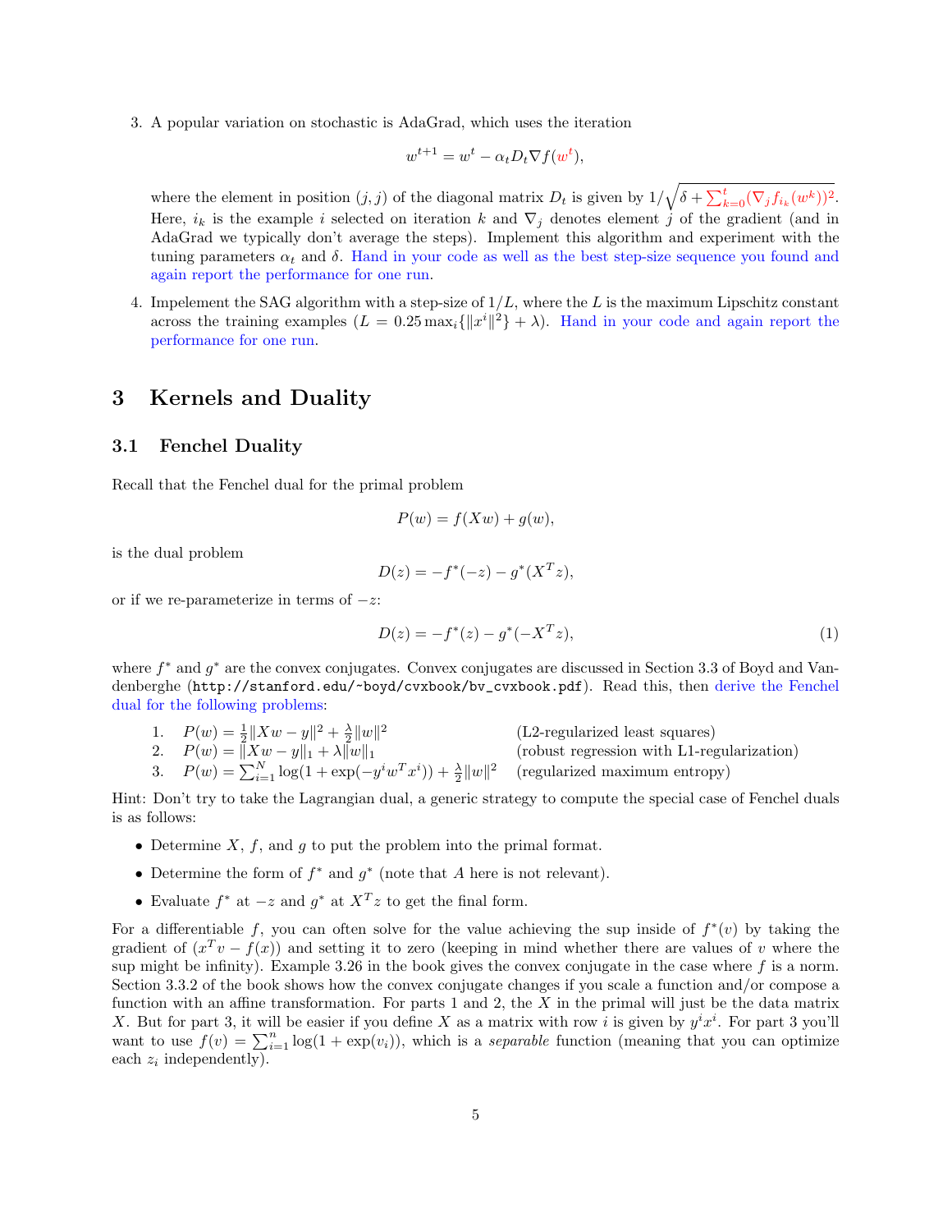3. A popular variation on stochastic is AdaGrad, which uses the iteration

$$w^{t+1} = w^t - \alpha_t D_t \nabla f(w^t),$$

where the element in position $(j, j)$ of the diagonal matrix $D_t$ is given by $1/\sqrt{\delta + \sum_{k=0}^{t}(\nabla_j f_{i_k}(w^k))^2}$. Here, $i_k$ is the example $i$ selected on iteration $k$ and $\nabla_j$ denotes element $j$ of the gradient (and in AdaGrad we typically don't average the steps). Implement this algorithm and experiment with the tuning parameters $\alpha_t$ and $\delta$. Hand in your code as well as the best step-size sequence you found and again report the performance for one run.

4. Impelement the SAG algorithm with a step-size of $1/L$, where the $L$ is the maximum Lipschitz constant across the training examples ($L = 0.25 \max_i\{\|x^i\|^2\} + \lambda$). Hand in your code and again report the performance for one run.

# 3 Kernels and Duality

## 3.1 Fenchel Duality

Recall that the Fenchel dual for the primal problem

$$P(w) = f(Xw) + g(w),$$

is the dual problem

$$D(z) = -f^*(-z) - g^*(X^T z),$$

or if we re-parameterize in terms of $-z$:

$$D(z) = -f^*(z) - g^*(-X^T z), \tag{1}$$

where $f^*$ and $g^*$ are the convex conjugates. Convex conjugates are discussed in Section 3.3 of Boyd and Vandenberghe (`http://stanford.edu/~boyd/cvxbook/bv_cvxbook.pdf`). Read this, then derive the Fenchel dual for the following problems:

1. $P(w) = \frac{1}{2}\|Xw - y\|^2 + \frac{\lambda}{2}\|w\|^2$ (L2-regularized least squares)
2. $P(w) = \|Xw - y\|_1 + \lambda\|w\|_1$ (robust regression with L1-regularization)
3. $P(w) = \sum_{i=1}^{N} \log(1 + \exp(-y^i w^T x^i)) + \frac{\lambda}{2}\|w\|^2$ (regularized maximum entropy)

Hint: Don't try to take the Lagrangian dual, a generic strategy to compute the special case of Fenchel duals is as follows:

- Determine $X$, $f$, and $g$ to put the problem into the primal format.
- Determine the form of $f^*$ and $g^*$ (note that $A$ here is not relevant).
- Evaluate $f^*$ at $-z$ and $g^*$ at $X^T z$ to get the final form.

For a differentiable $f$, you can often solve for the value achieving the sup inside of $f^*(v)$ by taking the gradient of $(x^T v - f(x))$ and setting it to zero (keeping in mind whether there are values of $v$ where the sup might be infinity). Example 3.26 in the book gives the convex conjugate in the case where $f$ is a norm. Section 3.3.2 of the book shows how the convex conjugate changes if you scale a function and/or compose a function with an affine transformation. For parts 1 and 2, the $X$ in the primal will just be the data matrix $X$. But for part 3, it will be easier if you define $X$ as a matrix with row $i$ is given by $y^i x^i$. For part 3 you'll want to use $f(v) = \sum_{i=1}^{n} \log(1 + \exp(v_i))$, which is a *separable* function (meaning that you can optimize each $z_i$ independently).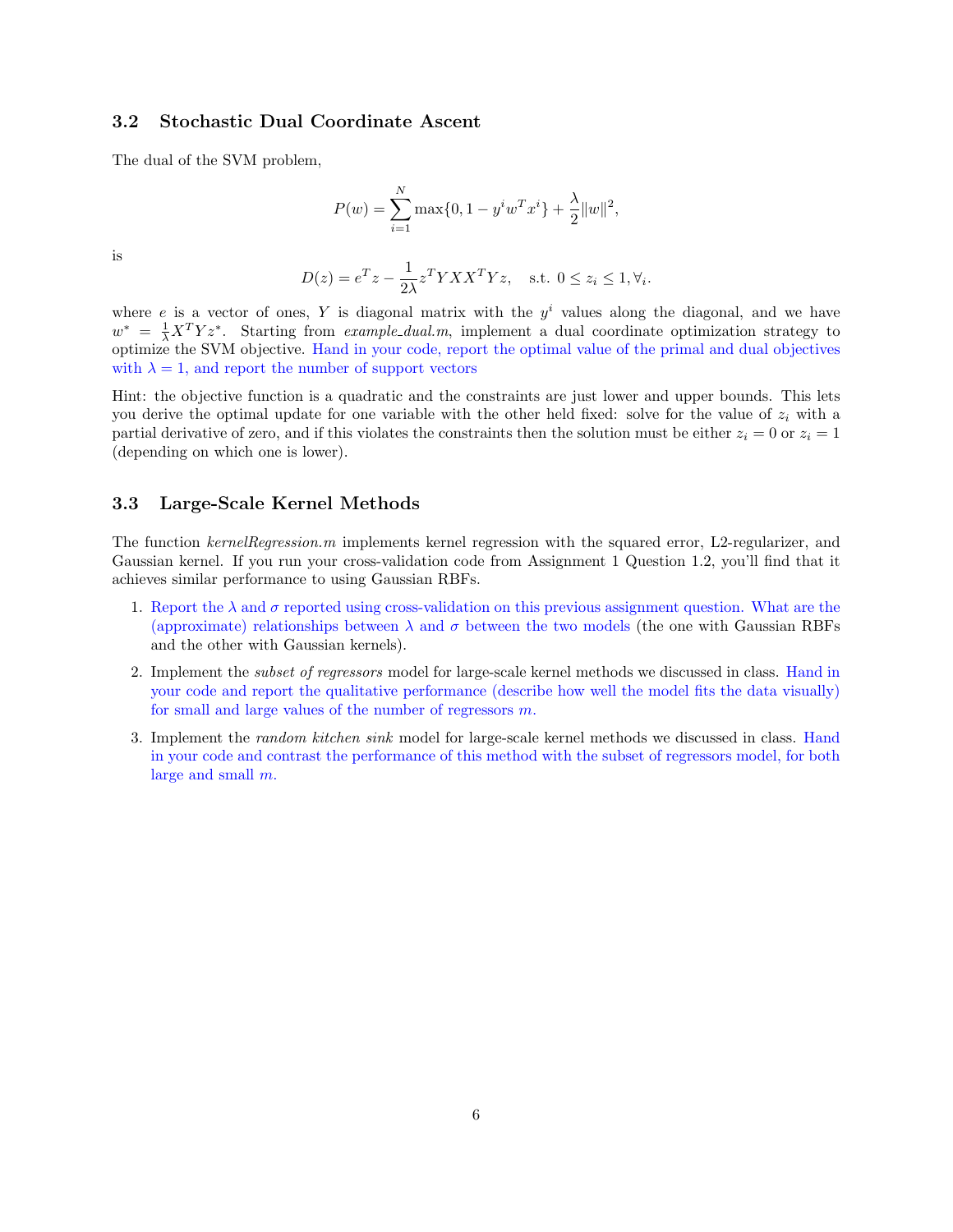### 3.2 Stochastic Dual Coordinate Ascent

The dual of the SVM problem,

$$P(w) = \sum_{i=1}^{N} \max\{0, 1 - y^i w^T x^i\} + \frac{\lambda}{2}\|w\|^2,$$

is

$$D(z) = e^T z - \frac{1}{2\lambda} z^T Y X X^T Y z, \quad \text{s.t. } 0 \leq z_i \leq 1, \forall_i.$$

where $e$ is a vector of ones, $Y$ is diagonal matrix with the $y^i$ values along the diagonal, and we have $w^* = \frac{1}{\lambda} X^T Y z^*$. Starting from *example_dual.m*, implement a dual coordinate optimization strategy to optimize the SVM objective. Hand in your code, report the optimal value of the primal and dual objectives with $\lambda = 1$, and report the number of support vectors

Hint: the objective function is a quadratic and the constraints are just lower and upper bounds. This lets you derive the optimal update for one variable with the other held fixed: solve for the value of $z_i$ with a partial derivative of zero, and if this violates the constraints then the solution must be either $z_i = 0$ or $z_i = 1$ (depending on which one is lower).

### 3.3 Large-Scale Kernel Methods

The function *kernelRegression.m* implements kernel regression with the squared error, L2-regularizer, and Gaussian kernel. If you run your cross-validation code from Assignment 1 Question 1.2, you'll find that it achieves similar performance to using Gaussian RBFs.

1. Report the $\lambda$ and $\sigma$ reported using cross-validation on this previous assignment question. What are the (approximate) relationships between $\lambda$ and $\sigma$ between the two models (the one with Gaussian RBFs and the other with Gaussian kernels).

2. Implement the *subset of regressors* model for large-scale kernel methods we discussed in class. Hand in your code and report the qualitative performance (describe how well the model fits the data visually) for small and large values of the number of regressors $m$.

3. Implement the *random kitchen sink* model for large-scale kernel methods we discussed in class. Hand in your code and contrast the performance of this method with the subset of regressors model, for both large and small $m$.